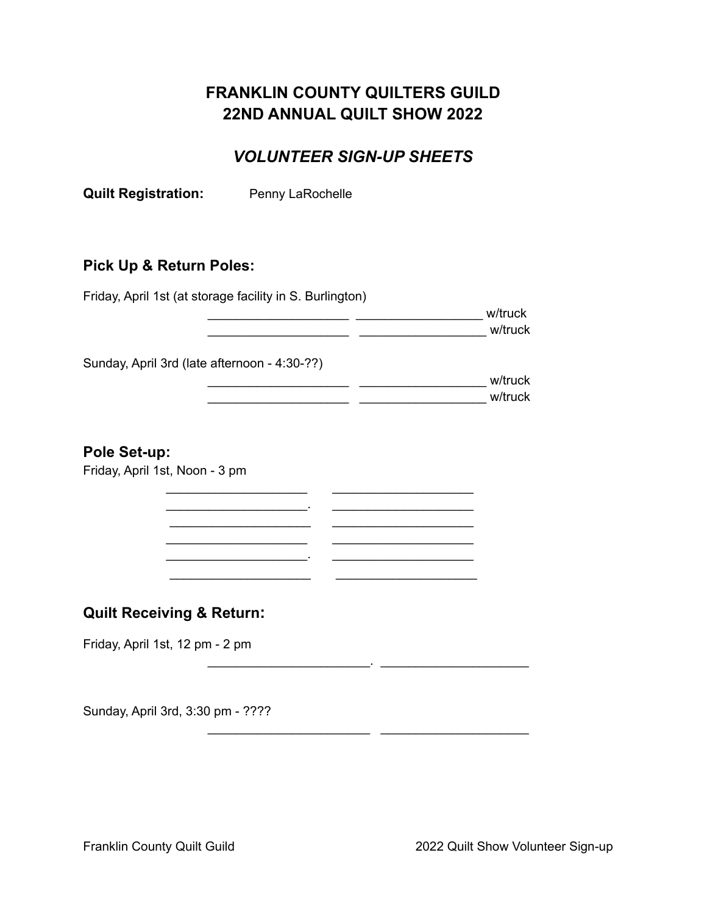# FRANKLIN COUNTY QUILTERS GUILD
# 22ND ANNUAL QUILT SHOW 2022

## *VOLUNTEER SIGN-UP SHEETS*

**Quilt Registration:** Penny LaRochelle

## Pick Up & Return Poles:

Friday, April 1st (at storage facility in S. Burlington)

____________________ __________________ w/truck
____________________ __________________ w/truck

Sunday, April 3rd (late afternoon - 4:30-??)

____________________ __________________ w/truck
____________________ __________________ w/truck

## Pole Set-up:

Friday, April 1st, Noon - 3 pm

____________________ ____________________
____________________. ____________________
____________________ ____________________
____________________ ____________________
____________________. ____________________
____________________ ____________________

## Quilt Receiving & Return:

Friday, April 1st, 12 pm - 2 pm

_______________________. _____________________

Sunday, April 3rd, 3:30 pm - ????

_______________________ _____________________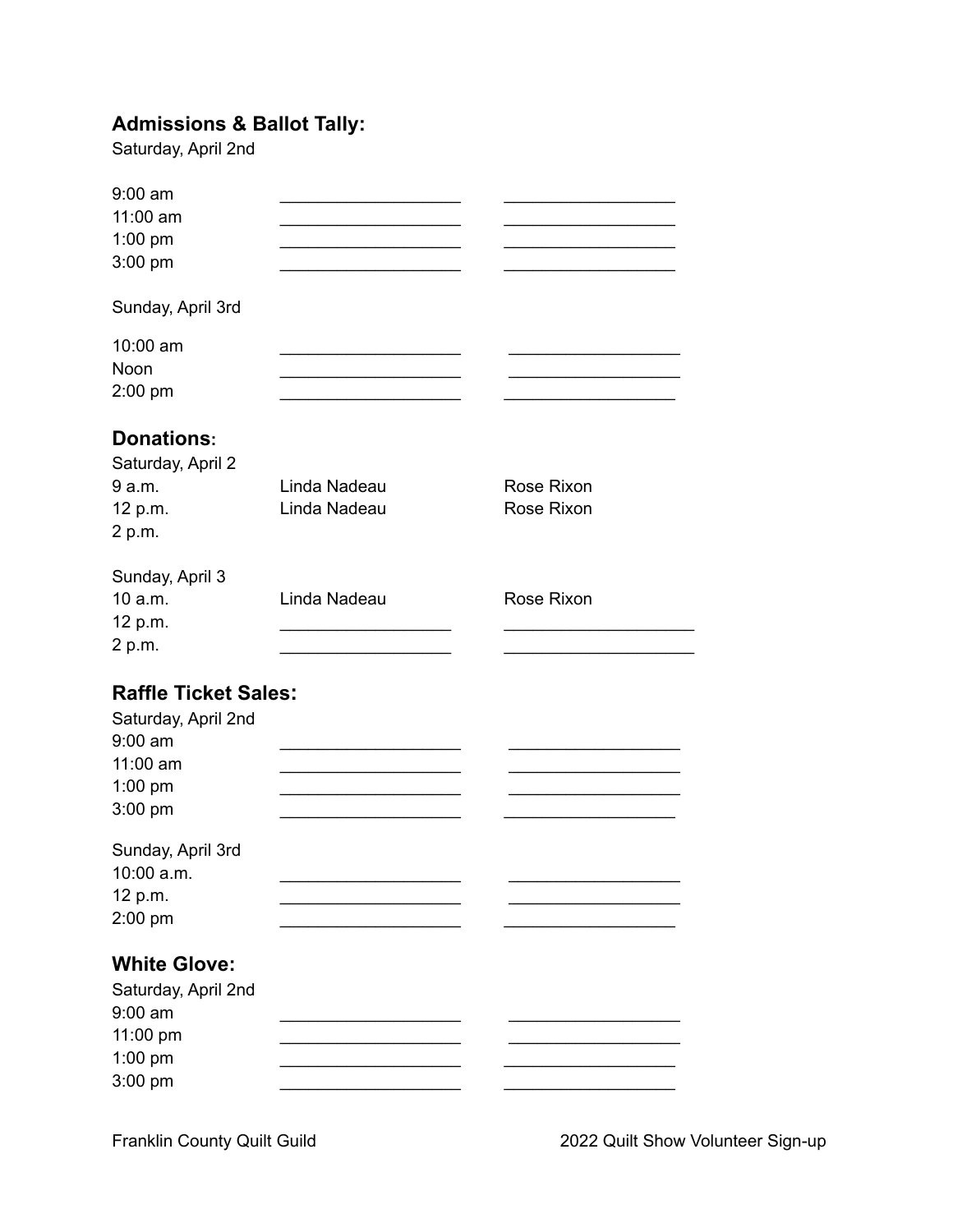## Admissions & Ballot Tally:

Saturday, April 2nd

| | | |
|---|---|---|
| 9:00 am | ___________________ | __________________ |
| 11:00 am | ___________________ | __________________ |
| 1:00 pm | ___________________ | __________________ |
| 3:00 pm | ___________________ | __________________ |

Sunday, April 3rd

| | | |
|---|---|---|
| 10:00 am | ___________________ | __________________ |
| Noon | ___________________ | __________________ |
| 2:00 pm | ___________________ | __________________ |

## Donations:

Saturday, April 2

| | | |
|---|---|---|
| 9 a.m. | Linda Nadeau | Rose Rixon |
| 12 p.m. | Linda Nadeau | Rose Rixon |
| 2 p.m. | | |

Sunday, April 3

| | | |
|---|---|---|
| 10 a.m. | Linda Nadeau | Rose Rixon |
| 12 p.m. | __________________ | ____________________ |
| 2 p.m. | __________________ | ____________________ |

## Raffle Ticket Sales:

Saturday, April 2nd

| | | |
|---|---|---|
| 9:00 am | ___________________ | __________________ |
| 11:00 am | ___________________ | __________________ |
| 1:00 pm | ___________________ | __________________ |
| 3:00 pm | ___________________ | __________________ |

Sunday, April 3rd

| | | |
|---|---|---|
| 10:00 a.m. | ___________________ | __________________ |
| 12 p.m. | ___________________ | __________________ |
| 2:00 pm | ___________________ | __________________ |

## White Glove:

Saturday, April 2nd

| | | |
|---|---|---|
| 9:00 am | ___________________ | __________________ |
| 11:00 pm | ___________________ | __________________ |
| 1:00 pm | ___________________ | __________________ |
| 3:00 pm | ___________________ | __________________ |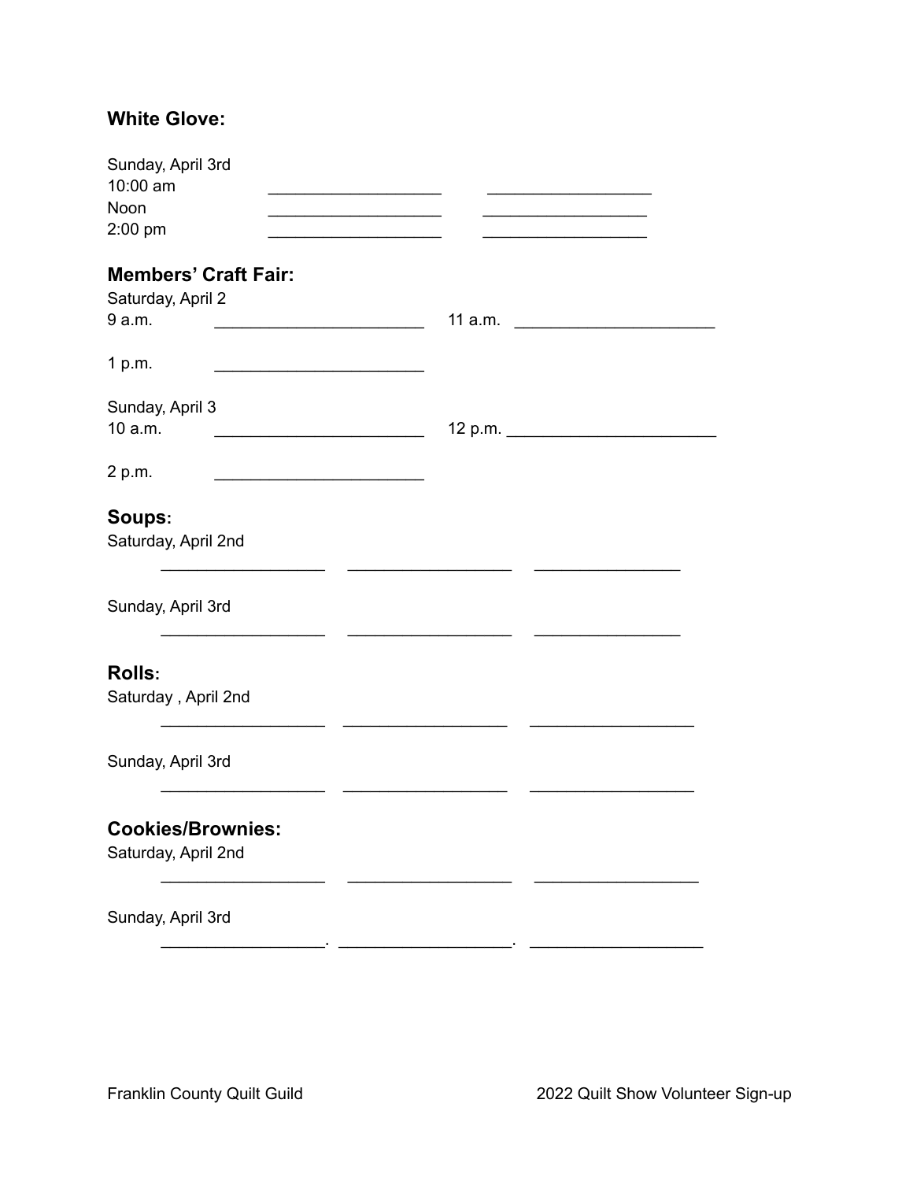**White Glove:**

Sunday, April 3rd
10:00 am ___________________ ___________________
Noon ___________________ ___________________
2:00 pm ___________________ ___________________

## Members' Craft Fair:

Saturday, April 2
9 a.m. _______________________ 11 a.m. _______________________

1 p.m. _______________________

Sunday, April 3
10 a.m. _______________________ 12 p.m. _______________________

2 p.m. _______________________

## Soups:

Saturday, April 2nd

___________________ ___________________ ________________

Sunday, April 3rd

___________________ ___________________ ________________

## Rolls:

Saturday , April 2nd

___________________ ___________________ ___________________

Sunday, April 3rd

___________________ ___________________ ___________________

## Cookies/Brownies:

Saturday, April 2nd

___________________ ___________________ ___________________

Sunday, April 3rd

___________________. ___________________. ___________________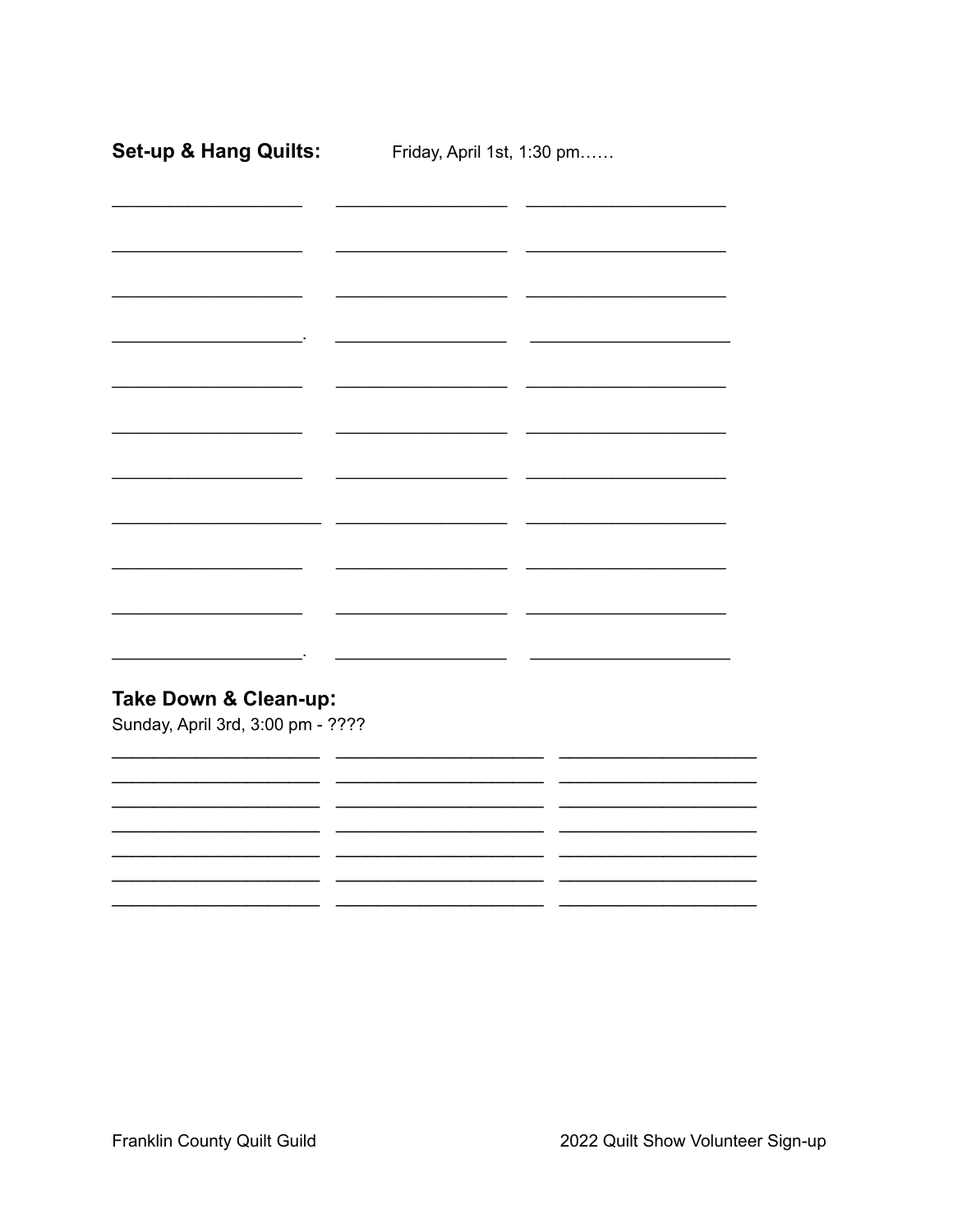**Set-up & Hang Quilts:** Friday, April 1st, 1:30 pm……

____________________ __________________ _____________________

____________________ __________________ _____________________

____________________ __________________ _____________________

____________________. __________________ _____________________

____________________ __________________ _____________________

____________________ __________________ _____________________

____________________ __________________ _____________________

______________________ __________________ _____________________

____________________ __________________ _____________________

____________________ __________________ _____________________

____________________. __________________ _____________________

**Take Down & Clean-up:**

Sunday, April 3rd, 3:00 pm - ????

______________________ ______________________ ____________________

______________________ ______________________ ____________________

______________________ ______________________ ____________________

______________________ ______________________ ____________________

______________________ ______________________ ____________________

______________________ ______________________ ____________________

______________________ ______________________ ____________________